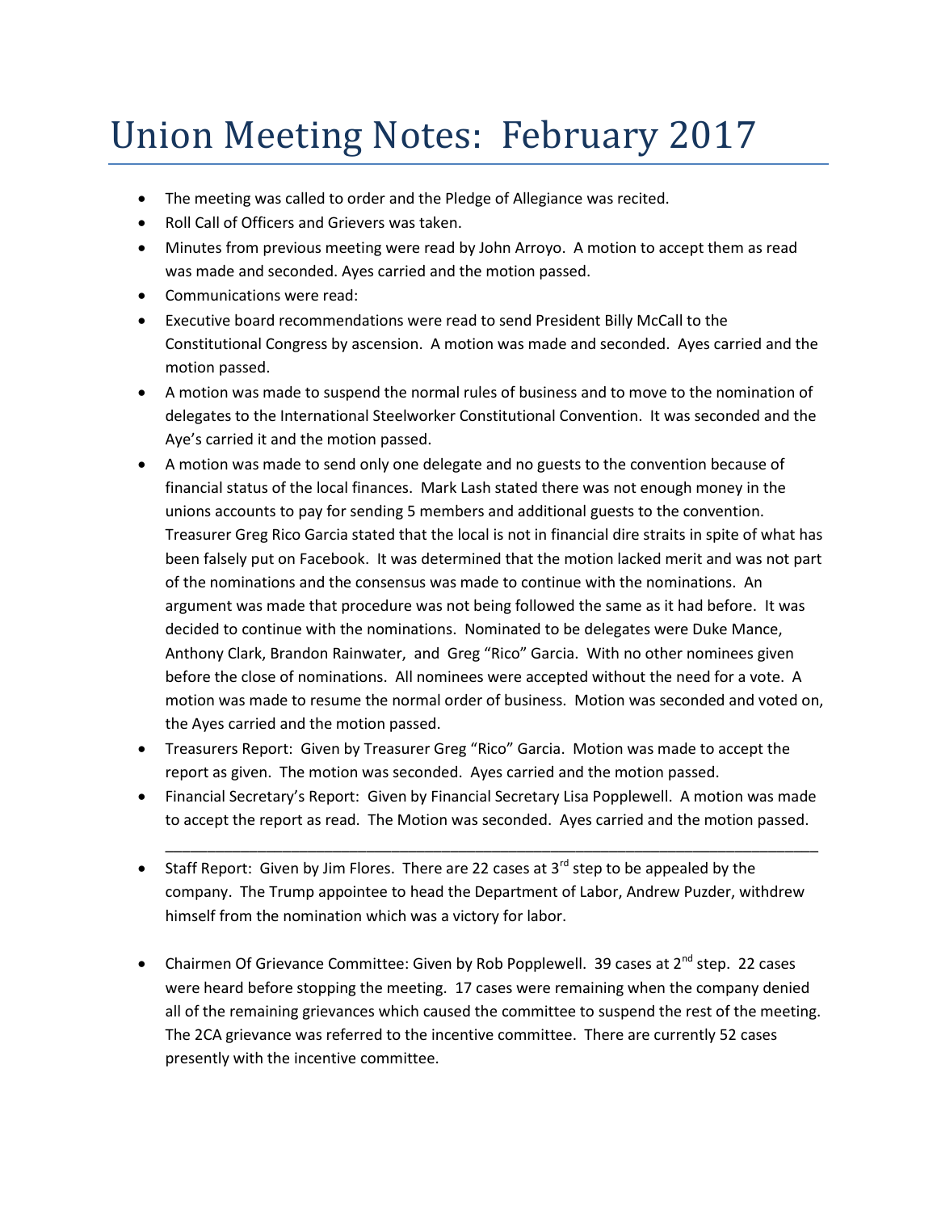# Union Meeting Notes: February 2017

- The meeting was called to order and the Pledge of Allegiance was recited.
- Roll Call of Officers and Grievers was taken.
- Minutes from previous meeting were read by John Arroyo. A motion to accept them as read was made and seconded. Ayes carried and the motion passed.
- Communications were read:
- Executive board recommendations were read to send President Billy McCall to the Constitutional Congress by ascension. A motion was made and seconded. Ayes carried and the motion passed.
- A motion was made to suspend the normal rules of business and to move to the nomination of delegates to the International Steelworker Constitutional Convention. It was seconded and the Aye's carried it and the motion passed.
- A motion was made to send only one delegate and no guests to the convention because of financial status of the local finances. Mark Lash stated there was not enough money in the unions accounts to pay for sending 5 members and additional guests to the convention. Treasurer Greg Rico Garcia stated that the local is not in financial dire straits in spite of what has been falsely put on Facebook. It was determined that the motion lacked merit and was not part of the nominations and the consensus was made to continue with the nominations. An argument was made that procedure was not being followed the same as it had before. It was decided to continue with the nominations. Nominated to be delegates were Duke Mance, Anthony Clark, Brandon Rainwater, and Greg "Rico" Garcia. With no other nominees given before the close of nominations. All nominees were accepted without the need for a vote. A motion was made to resume the normal order of business. Motion was seconded and voted on, the Ayes carried and the motion passed.
- Treasurers Report: Given by Treasurer Greg "Rico" Garcia. Motion was made to accept the report as given. The motion was seconded. Ayes carried and the motion passed.
- Financial Secretary's Report: Given by Financial Secretary Lisa Popplewell. A motion was made to accept the report as read. The Motion was seconded. Ayes carried and the motion passed.

---

- Staff Report: Given by Jim Flores. There are 22 cases at 3rd step to be appealed by the company. The Trump appointee to head the Department of Labor, Andrew Puzder, withdrew himself from the nomination which was a victory for labor.

- Chairmen Of Grievance Committee: Given by Rob Popplewell. 39 cases at 2nd step. 22 cases were heard before stopping the meeting. 17 cases were remaining when the company denied all of the remaining grievances which caused the committee to suspend the rest of the meeting. The 2CA grievance was referred to the incentive committee. There are currently 52 cases presently with the incentive committee.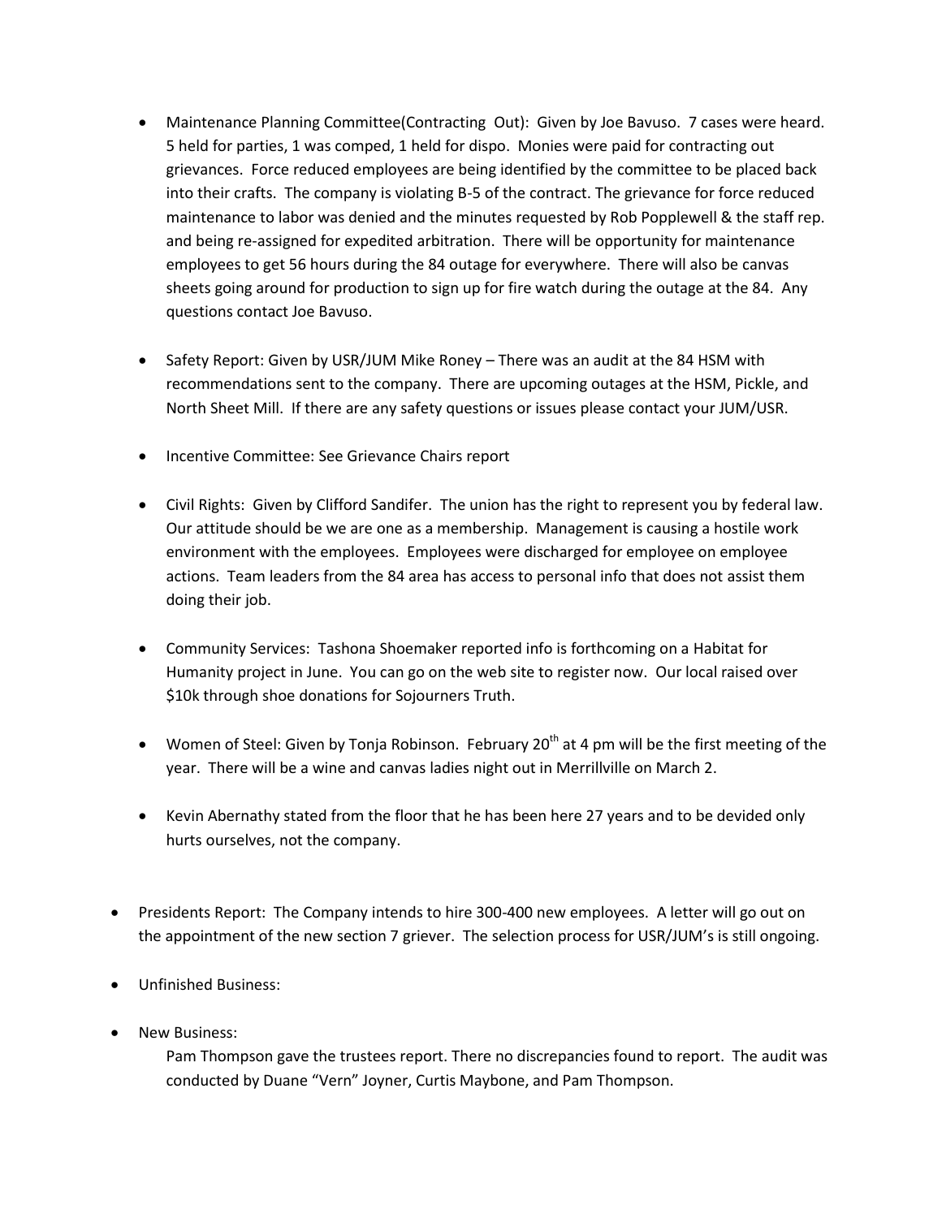- Maintenance Planning Committee(Contracting  Out):  Given by Joe Bavuso.  7 cases were heard.  5 held for parties, 1 was comped, 1 held for dispo.  Monies were paid for contracting out grievances.  Force reduced employees are being identified by the committee to be placed back into their crafts.  The company is violating B-5 of the contract. The grievance for force reduced maintenance to labor was denied and the minutes requested by Rob Popplewell & the staff rep. and being re-assigned for expedited arbitration.  There will be opportunity for maintenance employees to get 56 hours during the 84 outage for everywhere.  There will also be canvas sheets going around for production to sign up for fire watch during the outage at the 84.  Any questions contact Joe Bavuso.

- Safety Report: Given by USR/JUM Mike Roney – There was an audit at the 84 HSM with recommendations sent to the company.  There are upcoming outages at the HSM, Pickle, and North Sheet Mill.  If there are any safety questions or issues please contact your JUM/USR.

- Incentive Committee: See Grievance Chairs report

- Civil Rights:  Given by Clifford Sandifer.  The union has the right to represent you by federal law.  Our attitude should be we are one as a membership.  Management is causing a hostile work environment with the employees.  Employees were discharged for employee on employee actions.  Team leaders from the 84 area has access to personal info that does not assist them doing their job.

- Community Services:  Tashona Shoemaker reported info is forthcoming on a Habitat for Humanity project in June.  You can go on the web site to register now.  Our local raised over $10k through shoe donations for Sojourners Truth.

- Women of Steel: Given by Tonja Robinson.  February 20th at 4 pm will be the first meeting of the year.  There will be a wine and canvas ladies night out in Merrillville on March 2.

- Kevin Abernathy stated from the floor that he has been here 27 years and to be devided only hurts ourselves, not the company.

- Presidents Report:  The Company intends to hire 300-400 new employees.  A letter will go out on the appointment of the new section 7 griever.  The selection process for USR/JUM's is still ongoing.

- Unfinished Business:

- New Business:

  Pam Thompson gave the trustees report. There no discrepancies found to report.  The audit was conducted by Duane "Vern" Joyner, Curtis Maybone, and Pam Thompson.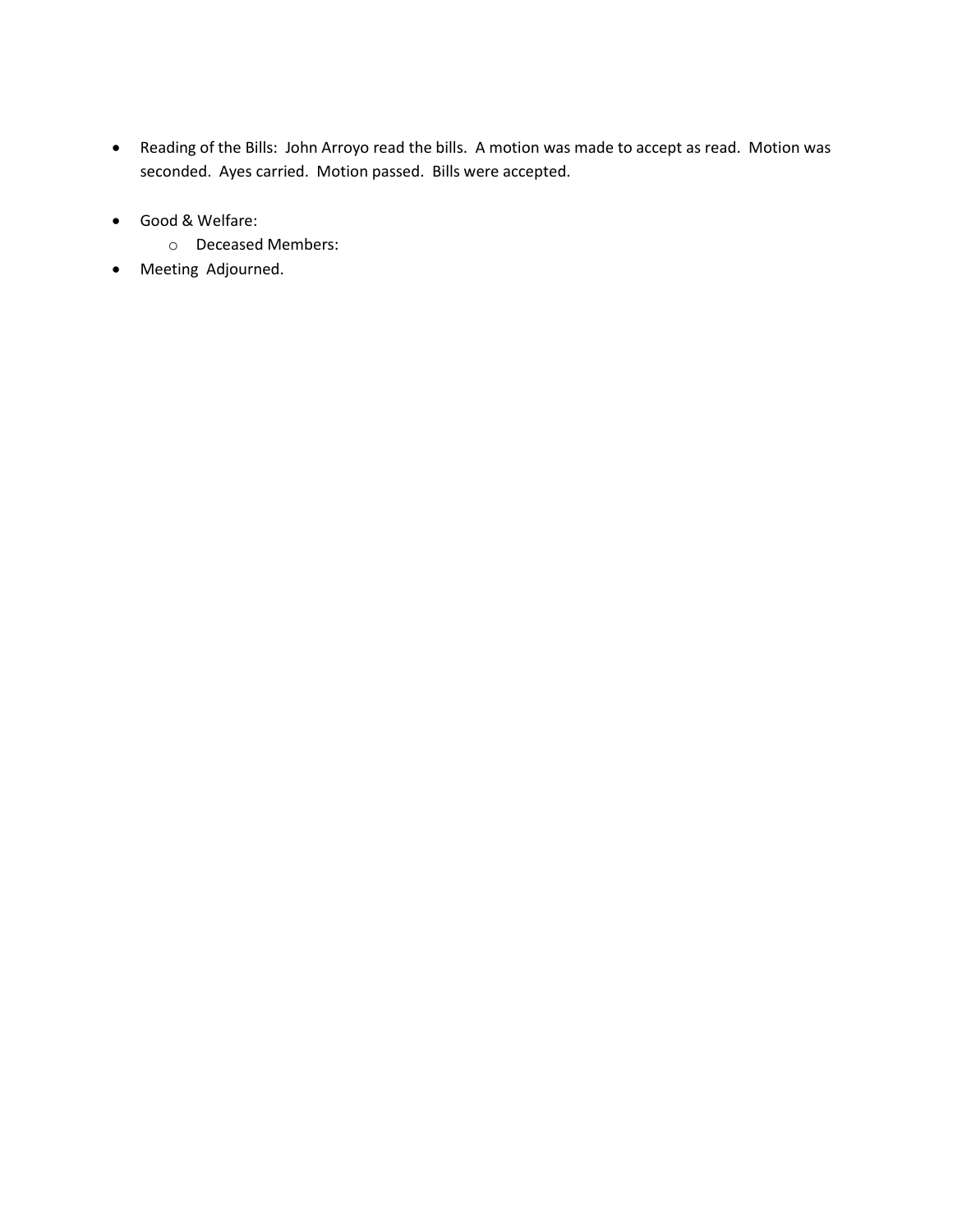- Reading of the Bills: John Arroyo read the bills. A motion was made to accept as read. Motion was seconded. Ayes carried. Motion passed. Bills were accepted.

- Good & Welfare:
  - Deceased Members:
- Meeting Adjourned.